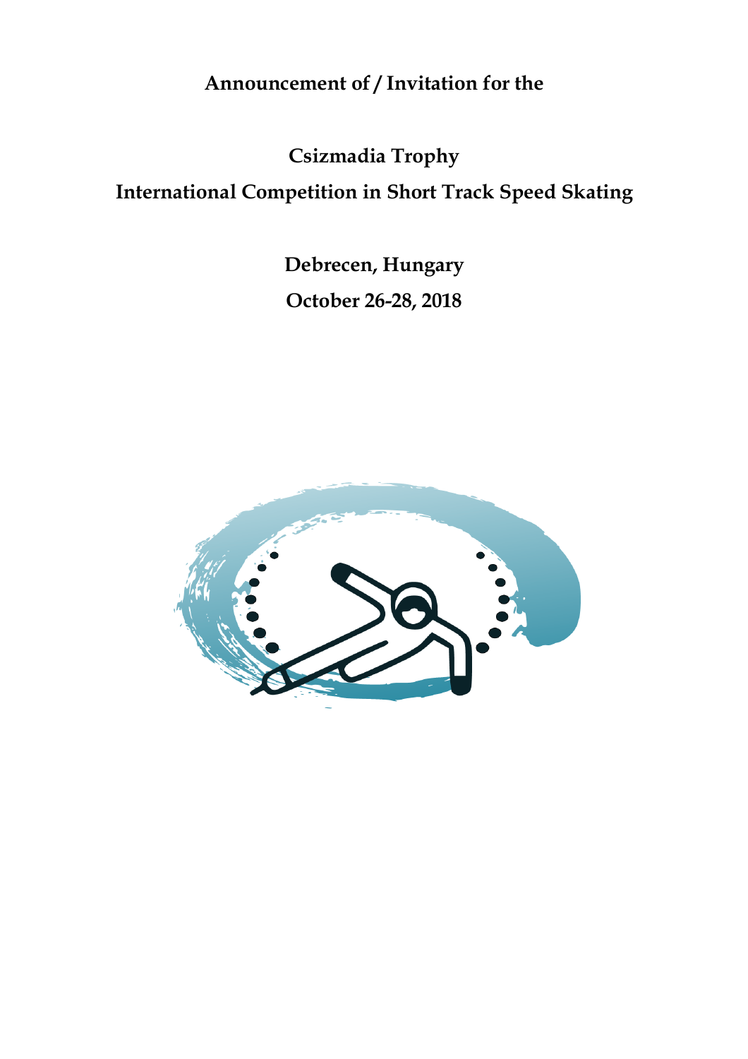**Announcement of / Invitation for the**

# Csizmadia Trophy
# International Competition in Short Track Speed Skating

**Debrecen, Hungary**

**October 26-28, 2018**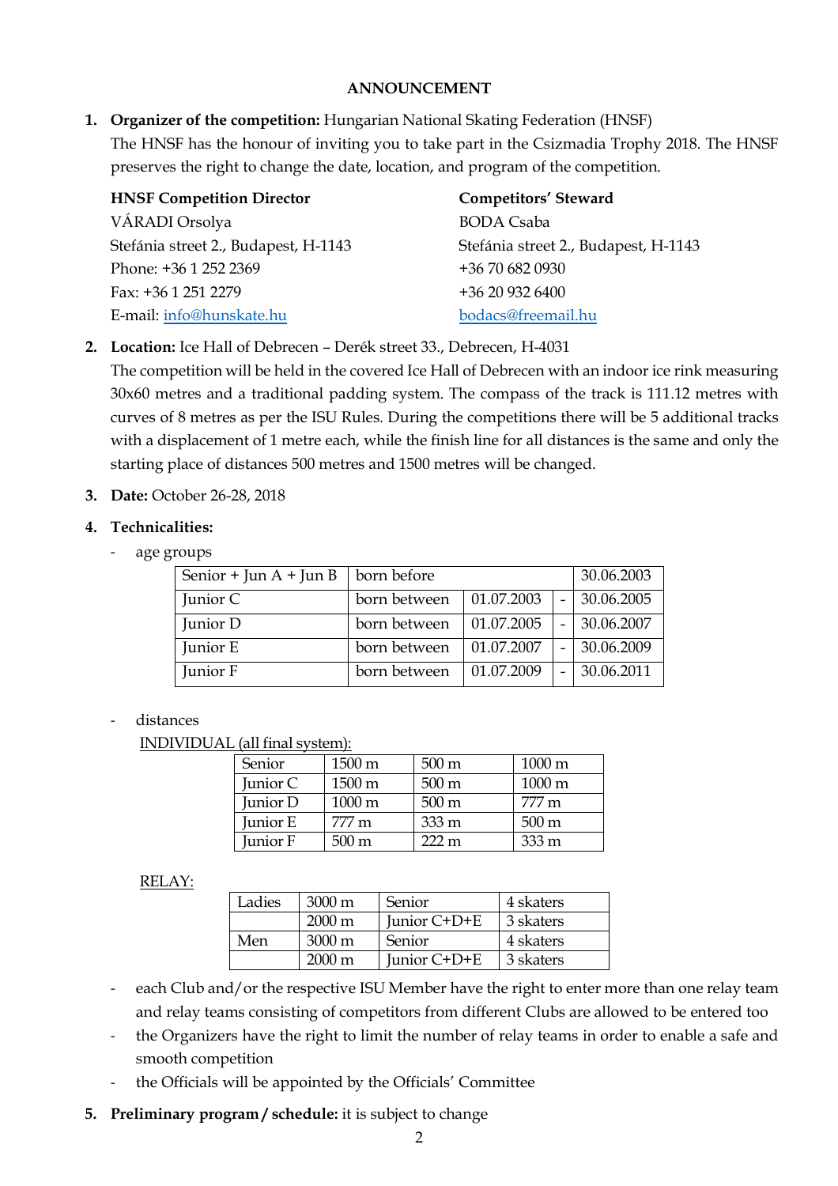## ANNOUNCEMENT

1. **Organizer of the competition:** Hungarian National Skating Federation (HNSF)
   The HNSF has the honour of inviting you to take part in the Csizmadia Trophy 2018. The HNSF preserves the right to change the date, location, and program of the competition.

   **HNSF Competition Director**
   VÁRADI Orsolya
   Stefánia street 2., Budapest, H-1143
   Phone: +36 1 252 2369
   Fax: +36 1 251 2279
   E-mail: info@hunskate.hu

   **Competitors' Steward**
   BODA Csaba
   Stefánia street 2., Budapest, H-1143
   +36 70 682 0930
   +36 20 932 6400
   bodacs@freemail.hu

2. **Location:** Ice Hall of Debrecen – Derék street 33., Debrecen, H-4031
   The competition will be held in the covered Ice Hall of Debrecen with an indoor ice rink measuring 30x60 metres and a traditional padding system. The compass of the track is 111.12 metres with curves of 8 metres as per the ISU Rules. During the competitions there will be 5 additional tracks with a displacement of 1 metre each, while the finish line for all distances is the same and only the starting place of distances 500 metres and 1500 metres will be changed.

3. **Date:** October 26-28, 2018

4. **Technicalities:**
   - age groups

| Senior + Jun A + Jun B | born before | | | 30.06.2003 |
|---|---|---|---|---|
| Junior C | born between | 01.07.2003 | - | 30.06.2005 |
| Junior D | born between | 01.07.2005 | - | 30.06.2007 |
| Junior E | born between | 01.07.2007 | - | 30.06.2009 |
| Junior F | born between | 01.07.2009 | - | 30.06.2011 |

   - distances

   INDIVIDUAL (all final system):

| Senior | 1500 m | 500 m | 1000 m |
|---|---|---|---|
| Junior C | 1500 m | 500 m | 1000 m |
| Junior D | 1000 m | 500 m | 777 m |
| Junior E | 777 m | 333 m | 500 m |
| Junior F | 500 m | 222 m | 333 m |

   RELAY:

| Ladies | 3000 m | Senior | 4 skaters |
|---|---|---|---|
| | 2000 m | Junior C+D+E | 3 skaters |
| Men | 3000 m | Senior | 4 skaters |
| | 2000 m | Junior C+D+E | 3 skaters |

   - each Club and/or the respective ISU Member have the right to enter more than one relay team and relay teams consisting of competitors from different Clubs are allowed to be entered too
   - the Organizers have the right to limit the number of relay teams in order to enable a safe and smooth competition
   - the Officials will be appointed by the Officials' Committee

5. **Preliminary program / schedule:** it is subject to change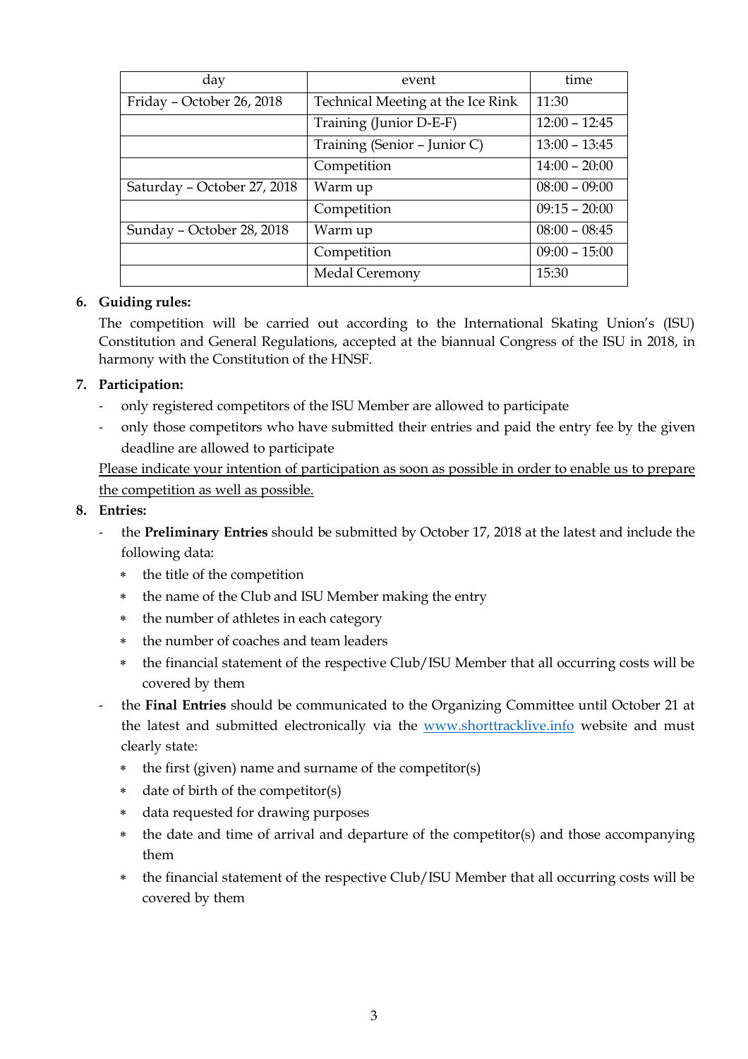| day | event | time |
| --- | --- | --- |
| Friday – October 26, 2018 | Technical Meeting at the Ice Rink | 11:30 |
| | Training (Junior D-E-F) | 12:00 – 12:45 |
| | Training (Senior – Junior C) | 13:00 – 13:45 |
| | Competition | 14:00 – 20:00 |
| Saturday – October 27, 2018 | Warm up | 08:00 – 09:00 |
| | Competition | 09:15 – 20:00 |
| Sunday – October 28, 2018 | Warm up | 08:00 – 08:45 |
| | Competition | 09:00 – 15:00 |
| | Medal Ceremony | 15:30 |

**6. Guiding rules:**

The competition will be carried out according to the International Skating Union's (ISU) Constitution and General Regulations, accepted at the biannual Congress of the ISU in 2018, in harmony with the Constitution of the HNSF.

**7. Participation:**

- only registered competitors of the ISU Member are allowed to participate
- only those competitors who have submitted their entries and paid the entry fee by the given deadline are allowed to participate

<u>Please indicate your intention of participation as soon as possible in order to enable us to prepare the competition as well as possible.</u>

**8. Entries:**

- the **Preliminary Entries** should be submitted by October 17, 2018 at the latest and include the following data:
  - the title of the competition
  - the name of the Club and ISU Member making the entry
  - the number of athletes in each category
  - the number of coaches and team leaders
  - the financial statement of the respective Club/ISU Member that all occurring costs will be covered by them
- the **Final Entries** should be communicated to the Organizing Committee until October 21 at the latest and submitted electronically via the [www.shorttracklive.info](http://www.shorttracklive.info) website and must clearly state:
  - the first (given) name and surname of the competitor(s)
  - date of birth of the competitor(s)
  - data requested for drawing purposes
  - the date and time of arrival and departure of the competitor(s) and those accompanying them
  - the financial statement of the respective Club/ISU Member that all occurring costs will be covered by them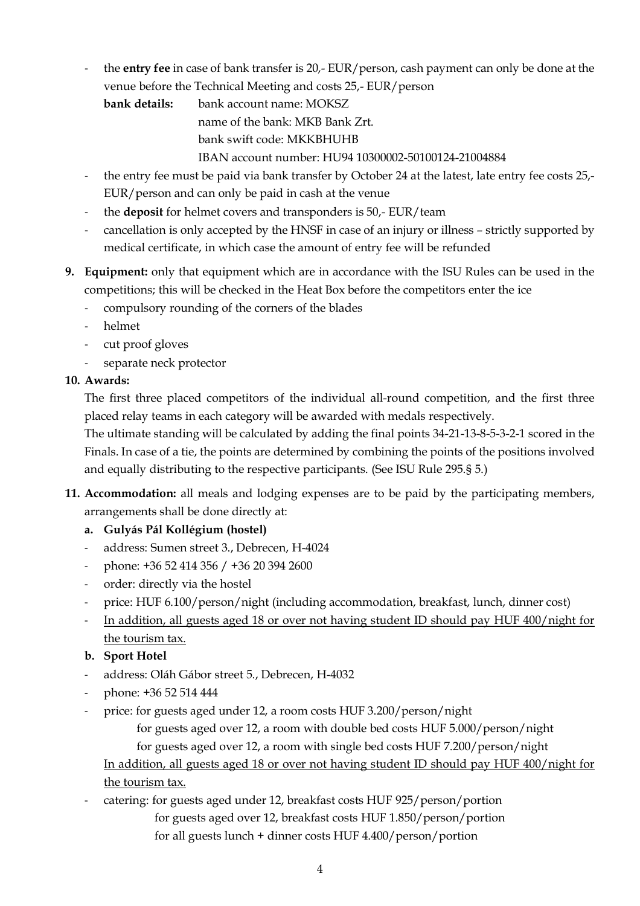- the **entry fee** in case of bank transfer is 20,- EUR/person, cash payment can only be done at the venue before the Technical Meeting and costs 25,- EUR/person

  **bank details:** bank account name: MOKSZ
  name of the bank: MKB Bank Zrt.
  bank swift code: MKKBHUHB
  IBAN account number: HU94 10300002-50100124-21004884

- the entry fee must be paid via bank transfer by October 24 at the latest, late entry fee costs 25,- EUR/person and can only be paid in cash at the venue
- the **deposit** for helmet covers and transponders is 50,- EUR/team
- cancellation is only accepted by the HNSF in case of an injury or illness – strictly supported by medical certificate, in which case the amount of entry fee will be refunded

**9. Equipment:** only that equipment which are in accordance with the ISU Rules can be used in the competitions; this will be checked in the Heat Box before the competitors enter the ice

- compulsory rounding of the corners of the blades
- helmet
- cut proof gloves
- separate neck protector

**10. Awards:**

The first three placed competitors of the individual all-round competition, and the first three placed relay teams in each category will be awarded with medals respectively.

The ultimate standing will be calculated by adding the final points 34-21-13-8-5-3-2-1 scored in the Finals. In case of a tie, the points are determined by combining the points of the positions involved and equally distributing to the respective participants. (See ISU Rule 295.§ 5.)

**11. Accommodation:** all meals and lodging expenses are to be paid by the participating members, arrangements shall be done directly at:

**a. Gulyás Pál Kollégium (hostel)**

- address: Sumen street 3., Debrecen, H-4024
- phone: +36 52 414 356 / +36 20 394 2600
- order: directly via the hostel
- price: HUF 6.100/person/night (including accommodation, breakfast, lunch, dinner cost)
- <u>In addition, all guests aged 18 or over not having student ID should pay HUF 400/night for the tourism tax.</u>

**b. Sport Hotel**

- address: Oláh Gábor street 5., Debrecen, H-4032
- phone: +36 52 514 444
- price: for guests aged under 12, a room costs HUF 3.200/person/night
  for guests aged over 12, a room with double bed costs HUF 5.000/person/night
  for guests aged over 12, a room with single bed costs HUF 7.200/person/night
  <u>In addition, all guests aged 18 or over not having student ID should pay HUF 400/night for the tourism tax.</u>
- catering: for guests aged under 12, breakfast costs HUF 925/person/portion
  for guests aged over 12, breakfast costs HUF 1.850/person/portion
  for all guests lunch + dinner costs HUF 4.400/person/portion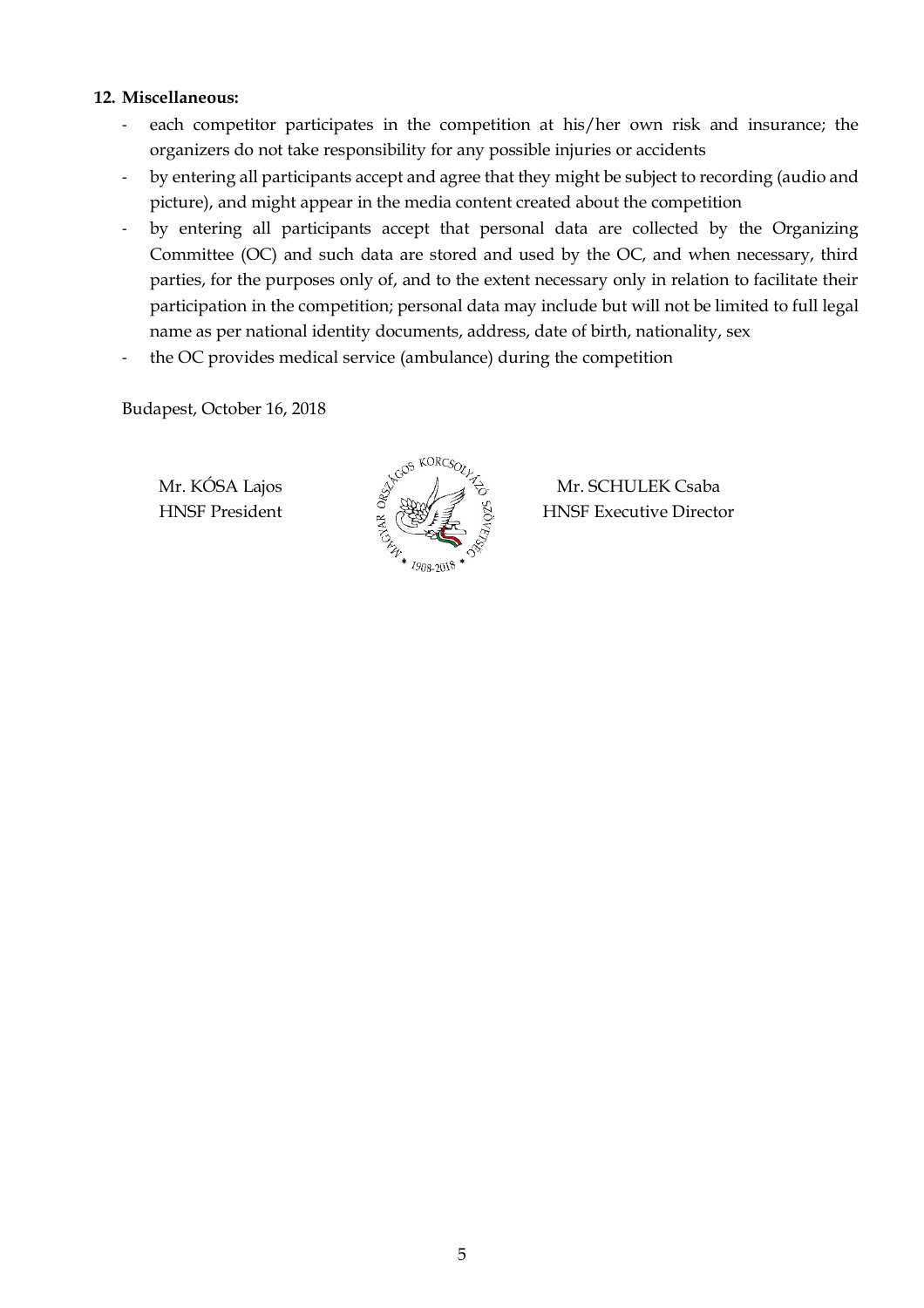**12. Miscellaneous:**

- each competitor participates in the competition at his/her own risk and insurance; the organizers do not take responsibility for any possible injuries or accidents
- by entering all participants accept and agree that they might be subject to recording (audio and picture), and might appear in the media content created about the competition
- by entering all participants accept that personal data are collected by the Organizing Committee (OC) and such data are stored and used by the OC, and when necessary, third parties, for the purposes only of, and to the extent necessary only in relation to facilitate their participation in the competition; personal data may include but will not be limited to full legal name as per national identity documents, address, date of birth, nationality, sex
- the OC provides medical service (ambulance) during the competition

Budapest, October 16, 2018

Mr. KÓSA Lajos
HNSF President

Mr. SCHULEK Csaba
HNSF Executive Director